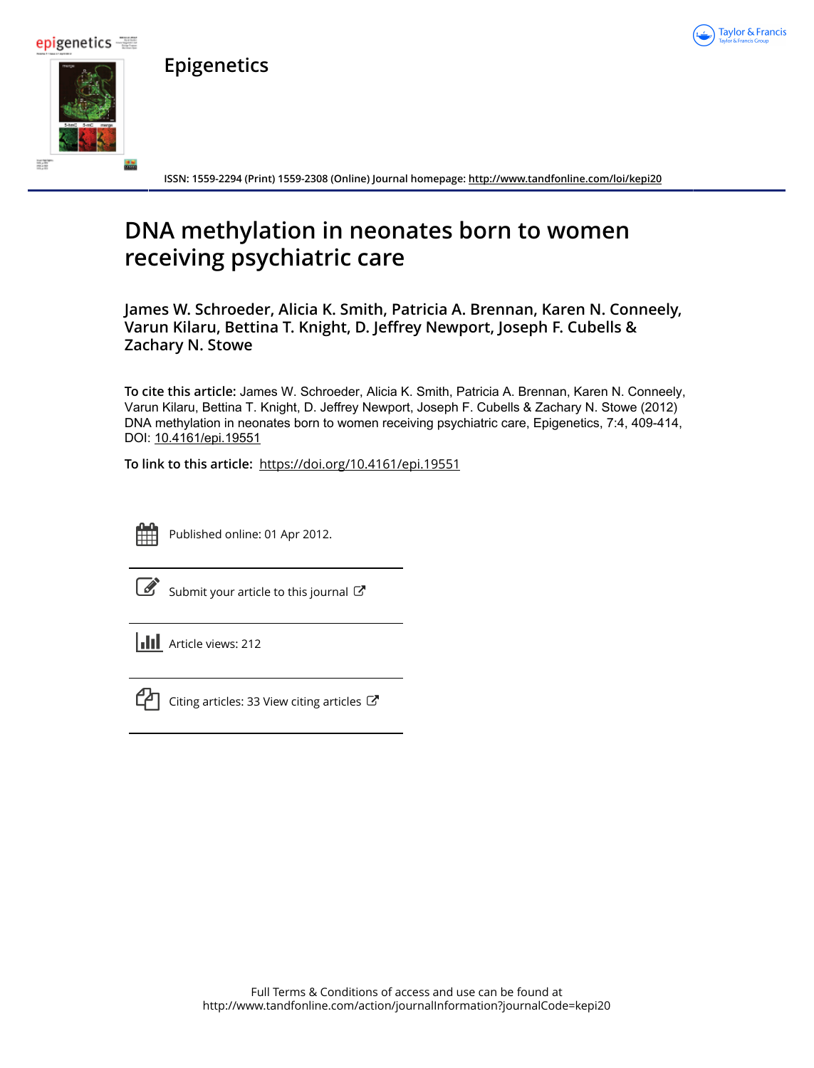# Epigenetics

ISSN: 1559-2294 (Print) 1559-2308 (Online) Journal homepage: http://www.tandfonline.com/loi/kepi20

# DNA methylation in neonates born to women receiving psychiatric care

**James W. Schroeder, Alicia K. Smith, Patricia A. Brennan, Karen N. Conneely, Varun Kilaru, Bettina T. Knight, D. Jeffrey Newport, Joseph F. Cubells & Zachary N. Stowe**

**To cite this article:** James W. Schroeder, Alicia K. Smith, Patricia A. Brennan, Karen N. Conneely, Varun Kilaru, Bettina T. Knight, D. Jeffrey Newport, Joseph F. Cubells & Zachary N. Stowe (2012) DNA methylation in neonates born to women receiving psychiatric care, Epigenetics, 7:4, 409-414, DOI: 10.4161/epi.19551

**To link to this article:** https://doi.org/10.4161/epi.19551

Published online: 01 Apr 2012.

Submit your article to this journal

Article views: 212

Citing articles: 33 View citing articles

Full Terms & Conditions of access and use can be found at
http://www.tandfonline.com/action/journalInformation?journalCode=kepi20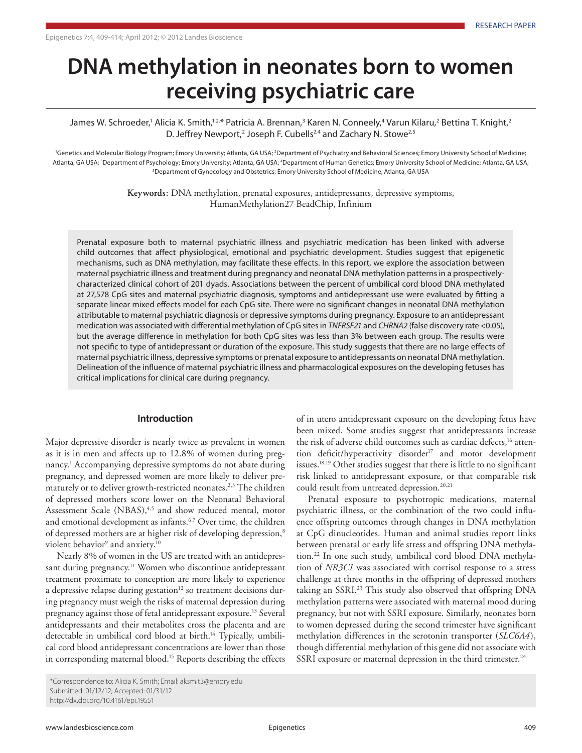# DNA methylation in neonates born to women receiving psychiatric care

James W. Schroeder,[1] Alicia K. Smith,[1,2,*] Patricia A. Brennan,[3] Karen N. Conneely,[4] Varun Kilaru,[2] Bettina T. Knight,[2] D. Jeffrey Newport,[2] Joseph F. Cubells[2,4] and Zachary N. Stowe[2,5]

[1]Genetics and Molecular Biology Program; Emory University; Atlanta, GA USA; [2]Department of Psychiatry and Behavioral Sciences; Emory University School of Medicine; Atlanta, GA USA; [3]Department of Psychology; Emory University; Atlanta, GA USA; [4]Department of Human Genetics; Emory University School of Medicine; Atlanta, GA USA; [5]Department of Gynecology and Obstetrics; Emory University School of Medicine; Atlanta, GA USA

**Keywords:** DNA methylation, prenatal exposures, antidepressants, depressive symptoms, HumanMethylation27 BeadChip, Infinium

Prenatal exposure both to maternal psychiatric illness and psychiatric medication has been linked with adverse child outcomes that affect physiological, emotional and psychiatric development. Studies suggest that epigenetic mechanisms, such as DNA methylation, may facilitate these effects. In this report, we explore the association between maternal psychiatric illness and treatment during pregnancy and neonatal DNA methylation patterns in a prospectively-characterized clinical cohort of 201 dyads. Associations between the percent of umbilical cord blood DNA methylated at 27,578 CpG sites and maternal psychiatric diagnosis, symptoms and antidepressant use were evaluated by fitting a separate linear mixed effects model for each CpG site. There were no significant changes in neonatal DNA methylation attributable to maternal psychiatric diagnosis or depressive symptoms during pregnancy. Exposure to an antidepressant medication was associated with differential methylation of CpG sites in *TNFRSF21* and *CHRNA2* (false discovery rate <0.05), but the average difference in methylation for both CpG sites was less than 3% between each group. The results were not specific to type of antidepressant or duration of the exposure. This study suggests that there are no large effects of maternal psychiatric illness, depressive symptoms or prenatal exposure to antidepressants on neonatal DNA methylation. Delineation of the influence of maternal psychiatric illness and pharmacological exposures on the developing fetuses has critical implications for clinical care during pregnancy.

## Introduction

Major depressive disorder is nearly twice as prevalent in women as it is in men and affects up to 12.8% of women during pregnancy.[1] Accompanying depressive symptoms do not abate during pregnancy, and depressed women are more likely to deliver prematurely or to deliver growth-restricted neonates.[2,3] The children of depressed mothers score lower on the Neonatal Behavioral Assessment Scale (NBAS),[4,5] and show reduced mental, motor and emotional development as infants.[6,7] Over time, the children of depressed mothers are at higher risk of developing depression,[8] violent behavior[9] and anxiety.[10]

Nearly 8% of women in the US are treated with an antidepressant during pregnancy.[11] Women who discontinue antidepressant treatment proximate to conception are more likely to experience a depressive relapse during gestation[12] so treatment decisions during pregnancy must weigh the risks of maternal depression during pregnancy against those of fetal antidepressant exposure.[13] Several antidepressants and their metabolites cross the placenta and are detectable in umbilical cord blood at birth.[14] Typically, umbilical cord blood antidepressant concentrations are lower than those in corresponding maternal blood.[15] Reports describing the effects of in utero antidepressant exposure on the developing fetus have been mixed. Some studies suggest that antidepressants increase the risk of adverse child outcomes such as cardiac defects,[16] attention deficit/hyperactivity disorder[17] and motor development issues.[18,19] Other studies suggest that there is little to no significant risk linked to antidepressant exposure, or that comparable risk could result from untreated depression.[20,21]

Prenatal exposure to psychotropic medications, maternal psychiatric illness, or the combination of the two could influence offspring outcomes through changes in DNA methylation at CpG dinucleotides. Human and animal studies report links between prenatal or early life stress and offspring DNA methylation.[22] In one such study, umbilical cord blood DNA methylation of *NR3C1* was associated with cortisol response to a stress challenge at three months in the offspring of depressed mothers taking an SSRI.[23] This study also observed that offspring DNA methylation patterns were associated with maternal mood during pregnancy, but not with SSRI exposure. Similarly, neonates born to women depressed during the second trimester have significant methylation differences in the serotonin transporter (*SLC6A4*), though differential methylation of this gene did not associate with SSRI exposure or maternal depression in the third trimester.[24]

*Correspondence to: Alicia K. Smith; Email: aksmit3@emory.edu
Submitted: 01/12/12; Accepted: 01/31/12
http://dx.doi.org/10.4161/epi.19551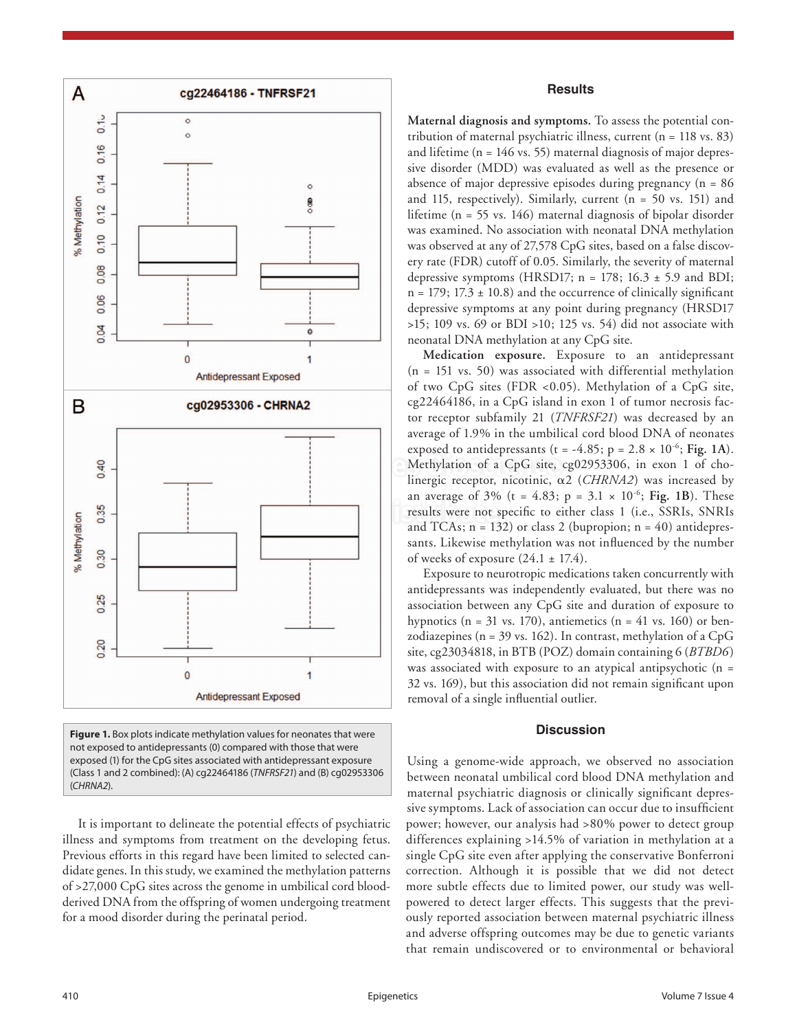Figure 1. Box plots indicate methylation values for neonates that were not exposed to antidepressants (0) compared with those that were exposed (1) for the CpG sites associated with antidepressant exposure (Class 1 and 2 combined): (A) cg22464186 (*TNFRSF21*) and (B) cg02953306 (*CHRNA2*).

It is important to delineate the potential effects of psychiatric illness and symptoms from treatment on the developing fetus. Previous efforts in this regard have been limited to selected candidate genes. In this study, we examined the methylation patterns of >27,000 CpG sites across the genome in umbilical cord blood-derived DNA from the offspring of women undergoing treatment for a mood disorder during the perinatal period.

## Results

**Maternal diagnosis and symptoms.** To assess the potential contribution of maternal psychiatric illness, current (n = 118 vs. 83) and lifetime (n = 146 vs. 55) maternal diagnosis of major depressive disorder (MDD) was evaluated as well as the presence or absence of major depressive episodes during pregnancy (n = 86 and 115, respectively). Similarly, current (n = 50 vs. 151) and lifetime (n = 55 vs. 146) maternal diagnosis of bipolar disorder was examined. No association with neonatal DNA methylation was observed at any of 27,578 CpG sites, based on a false discovery rate (FDR) cutoff of 0.05. Similarly, the severity of maternal depressive symptoms (HRSD17; n = 178; 16.3 ± 5.9 and BDI; n = 179; 17.3 ± 10.8) and the occurrence of clinically significant depressive symptoms at any point during pregnancy (HRSD17 >15; 109 vs. 69 or BDI >10; 125 vs. 54) did not associate with neonatal DNA methylation at any CpG site.

**Medication exposure.** Exposure to an antidepressant (n = 151 vs. 50) was associated with differential methylation of two CpG sites (FDR <0.05). Methylation of a CpG site, cg22464186, in a CpG island in exon 1 of tumor necrosis factor receptor subfamily 21 (*TNFRSF21*) was decreased by an average of 1.9% in the umbilical cord blood DNA of neonates exposed to antidepressants (t = -4.85; $p = 2.8 \times 10^{-6}$; **Fig. 1A**). Methylation of a CpG site, cg02953306, in exon 1 of cholinergic receptor, nicotinic, α2 (*CHRNA2*) was increased by an average of 3% (t = 4.83; $p = 3.1 \times 10^{-6}$; **Fig. 1B**). These results were not specific to either class 1 (i.e., SSRIs, SNRIs and TCAs; n = 132) or class 2 (bupropion; n = 40) antidepressants. Likewise methylation was not influenced by the number of weeks of exposure (24.1 ± 17.4).

Exposure to neurotropic medications taken concurrently with antidepressants was independently evaluated, but there was no association between any CpG site and duration of exposure to hypnotics (n = 31 vs. 170), antiemetics (n = 41 vs. 160) or benzodiazepines (n = 39 vs. 162). In contrast, methylation of a CpG site, cg23034818, in BTB (POZ) domain containing 6 (*BTBD6*) was associated with exposure to an atypical antipsychotic (n = 32 vs. 169), but this association did not remain significant upon removal of a single influential outlier.

## Discussion

Using a genome-wide approach, we observed no association between neonatal umbilical cord blood DNA methylation and maternal psychiatric diagnosis or clinically significant depressive symptoms. Lack of association can occur due to insufficient power; however, our analysis had >80% power to detect group differences explaining >14.5% of variation in methylation at a single CpG site even after applying the conservative Bonferroni correction. Although it is possible that we did not detect more subtle effects due to limited power, our study was well-powered to detect larger effects. This suggests that the previously reported association between maternal psychiatric illness and adverse offspring outcomes may be due to genetic variants that remain undiscovered or to environmental or behavioral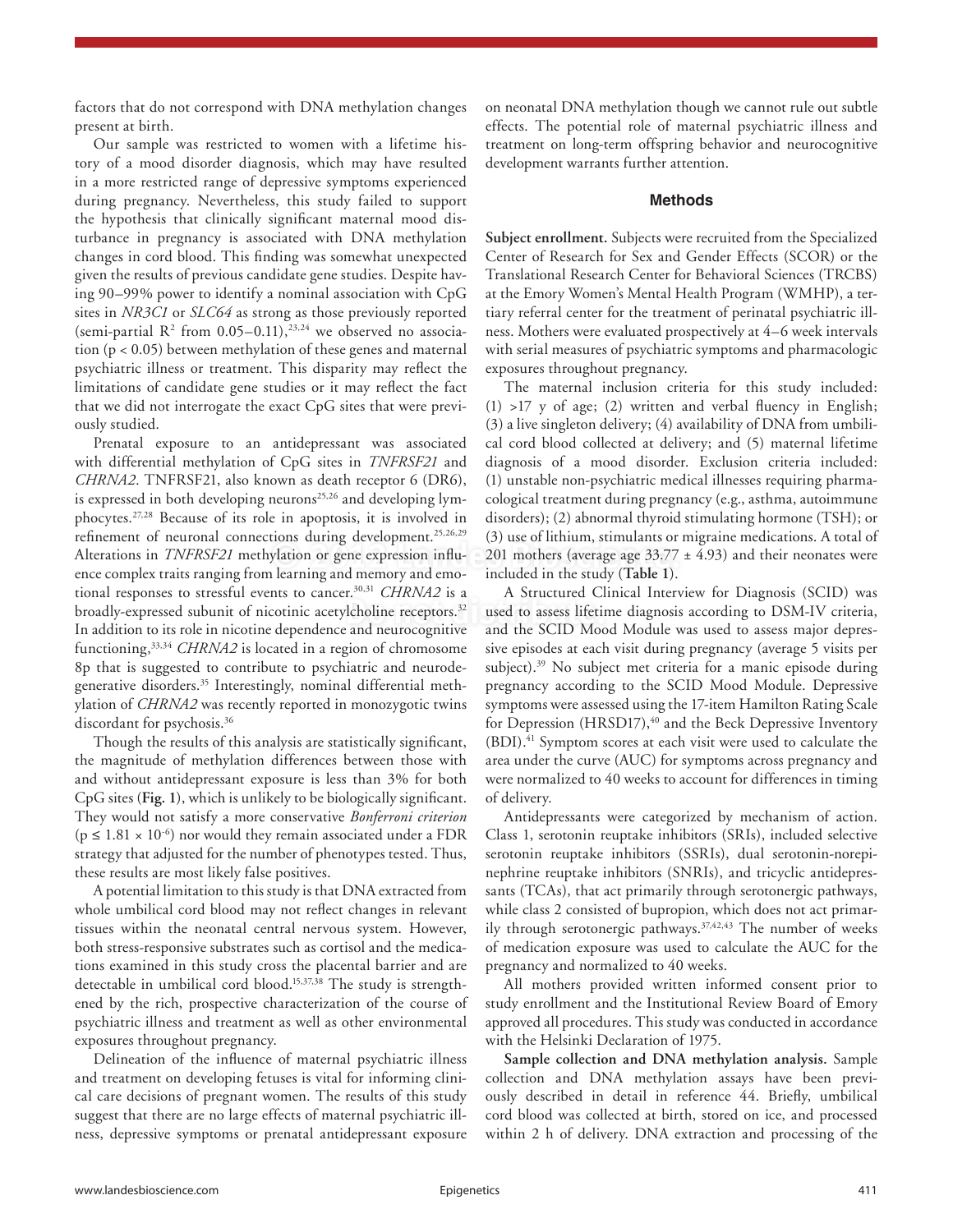factors that do not correspond with DNA methylation changes present at birth.

Our sample was restricted to women with a lifetime history of a mood disorder diagnosis, which may have resulted in a more restricted range of depressive symptoms experienced during pregnancy. Nevertheless, this study failed to support the hypothesis that clinically significant maternal mood disturbance in pregnancy is associated with DNA methylation changes in cord blood. This finding was somewhat unexpected given the results of previous candidate gene studies. Despite having 90–99% power to identify a nominal association with CpG sites in *NR3C1* or *SLC64* as strong as those previously reported (semi-partial $R^2$ from 0.05–0.11),[23,24] we observed no association ($p < 0.05$) between methylation of these genes and maternal psychiatric illness or treatment. This disparity may reflect the limitations of candidate gene studies or it may reflect the fact that we did not interrogate the exact CpG sites that were previously studied.

Prenatal exposure to an antidepressant was associated with differential methylation of CpG sites in *TNFRSF21* and *CHRNA2*. TNFRSF21, also known as death receptor 6 (DR6), is expressed in both developing neurons[25,26] and developing lymphocytes.[27,28] Because of its role in apoptosis, it is involved in refinement of neuronal connections during development.[25,26,29] Alterations in *TNFRSF21* methylation or gene expression influence complex traits ranging from learning and memory and emotional responses to stressful events to cancer.[30,31] *CHRNA2* is a broadly-expressed subunit of nicotinic acetylcholine receptors.[32] In addition to its role in nicotine dependence and neurocognitive functioning,[33,34] *CHRNA2* is located in a region of chromosome 8p that is suggested to contribute to psychiatric and neurodegenerative disorders.[35] Interestingly, nominal differential methylation of *CHRNA2* was recently reported in monozygotic twins discordant for psychosis.[36]

Though the results of this analysis are statistically significant, the magnitude of methylation differences between those with and without antidepressant exposure is less than 3% for both CpG sites (**Fig. 1**), which is unlikely to be biologically significant. They would not satisfy a more conservative *Bonferroni criterion* ($p \leq 1.81 \times 10^{-6}$) nor would they remain associated under a FDR strategy that adjusted for the number of phenotypes tested. Thus, these results are most likely false positives.

A potential limitation to this study is that DNA extracted from whole umbilical cord blood may not reflect changes in relevant tissues within the neonatal central nervous system. However, both stress-responsive substrates such as cortisol and the medications examined in this study cross the placental barrier and are detectable in umbilical cord blood.[15,37,38] The study is strengthened by the rich, prospective characterization of the course of psychiatric illness and treatment as well as other environmental exposures throughout pregnancy.

Delineation of the influence of maternal psychiatric illness and treatment on developing fetuses is vital for informing clinical care decisions of pregnant women. The results of this study suggest that there are no large effects of maternal psychiatric illness, depressive symptoms or prenatal antidepressant exposure on neonatal DNA methylation though we cannot rule out subtle effects. The potential role of maternal psychiatric illness and treatment on long-term offspring behavior and neurocognitive development warrants further attention.

## Methods

**Subject enrollment.** Subjects were recruited from the Specialized Center of Research for Sex and Gender Effects (SCOR) or the Translational Research Center for Behavioral Sciences (TRCBS) at the Emory Women's Mental Health Program (WMHP), a tertiary referral center for the treatment of perinatal psychiatric illness. Mothers were evaluated prospectively at 4–6 week intervals with serial measures of psychiatric symptoms and pharmacologic exposures throughout pregnancy.

The maternal inclusion criteria for this study included: (1) >17 y of age; (2) written and verbal fluency in English; (3) a live singleton delivery; (4) availability of DNA from umbilical cord blood collected at delivery; and (5) maternal lifetime diagnosis of a mood disorder. Exclusion criteria included: (1) unstable non-psychiatric medical illnesses requiring pharmacological treatment during pregnancy (e.g., asthma, autoimmune disorders); (2) abnormal thyroid stimulating hormone (TSH); or (3) use of lithium, stimulants or migraine medications. A total of 201 mothers (average age $33.77 \pm 4.93$) and their neonates were included in the study (**Table 1**).

A Structured Clinical Interview for Diagnosis (SCID) was used to assess lifetime diagnosis according to DSM-IV criteria, and the SCID Mood Module was used to assess major depressive episodes at each visit during pregnancy (average 5 visits per subject).[39] No subject met criteria for a manic episode during pregnancy according to the SCID Mood Module. Depressive symptoms were assessed using the 17-item Hamilton Rating Scale for Depression (HRSD17),[40] and the Beck Depressive Inventory (BDI).[41] Symptom scores at each visit were used to calculate the area under the curve (AUC) for symptoms across pregnancy and were normalized to 40 weeks to account for differences in timing of delivery.

Antidepressants were categorized by mechanism of action. Class 1, serotonin reuptake inhibitors (SRIs), included selective serotonin reuptake inhibitors (SSRIs), dual serotonin-norepinephrine reuptake inhibitors (SNRIs), and tricyclic antidepressants (TCAs), that act primarily through serotonergic pathways, while class 2 consisted of bupropion, which does not act primarily through serotonergic pathways.[37,42,43] The number of weeks of medication exposure was used to calculate the AUC for the pregnancy and normalized to 40 weeks.

All mothers provided written informed consent prior to study enrollment and the Institutional Review Board of Emory approved all procedures. This study was conducted in accordance with the Helsinki Declaration of 1975.

**Sample collection and DNA methylation analysis.** Sample collection and DNA methylation assays have been previously described in detail in reference 44. Briefly, umbilical cord blood was collected at birth, stored on ice, and processed within 2 h of delivery. DNA extraction and processing of the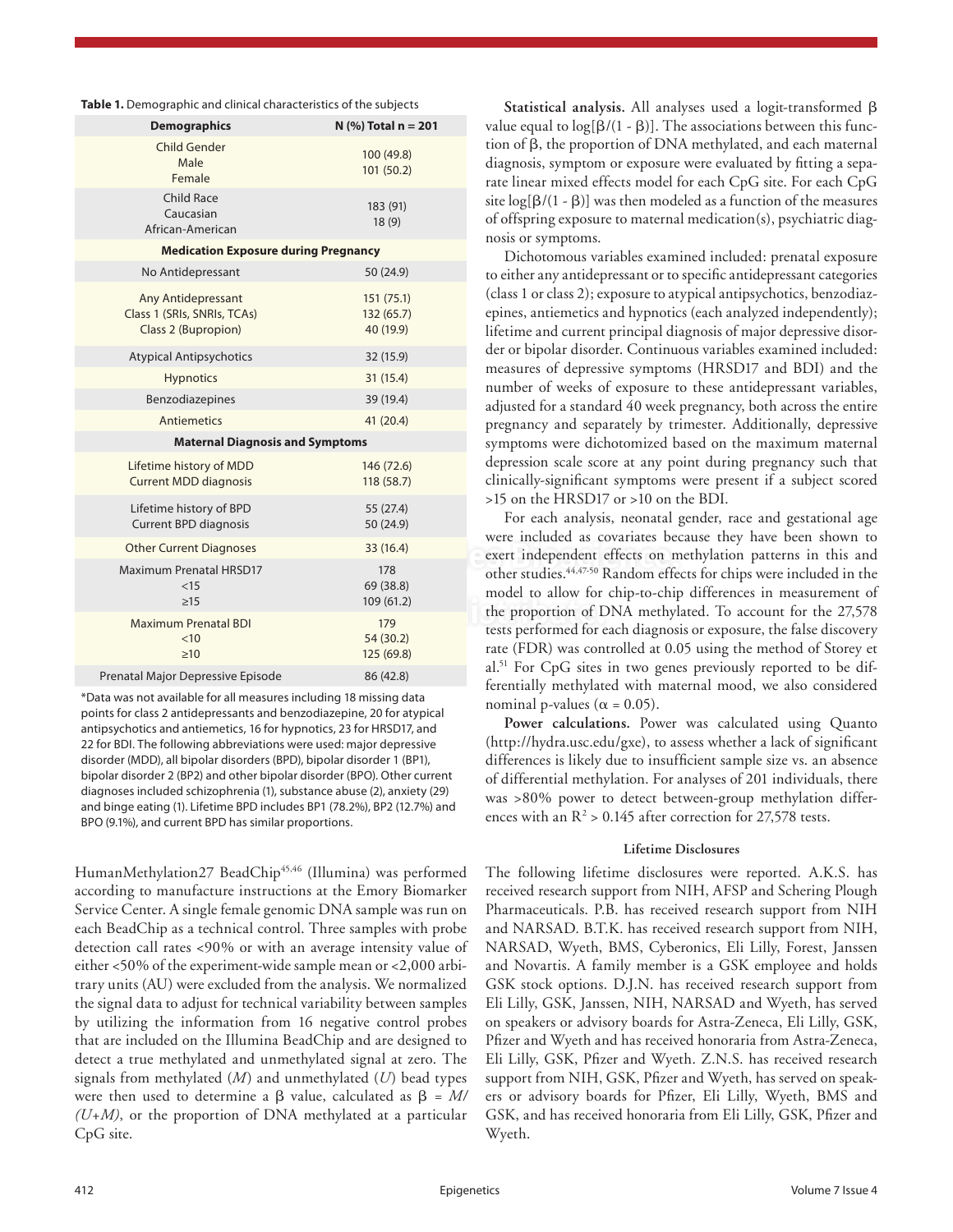**Table 1.** Demographic and clinical characteristics of the subjects

| Demographics | N (%) Total n = 201 |
|---|---|
| Child Gender | |
| Male | 100 (49.8) |
| Female | 101 (50.2) |
| Child Race | |
| Caucasian | 183 (91) |
| African-American | 18 (9) |
| **Medication Exposure during Pregnancy** | |
| No Antidepressant | 50 (24.9) |
| Any Antidepressant | 151 (75.1) |
| Class 1 (SRIs, SNRIs, TCAs) | 132 (65.7) |
| Class 2 (Bupropion) | 40 (19.9) |
| Atypical Antipsychotics | 32 (15.9) |
| Hypnotics | 31 (15.4) |
| Benzodiazepines | 39 (19.4) |
| Antiemetics | 41 (20.4) |
| **Maternal Diagnosis and Symptoms** | |
| Lifetime history of MDD | 146 (72.6) |
| Current MDD diagnosis | 118 (58.7) |
| Lifetime history of BPD | 55 (27.4) |
| Current BPD diagnosis | 50 (24.9) |
| Other Current Diagnoses | 33 (16.4) |
| Maximum Prenatal HRSD17 | 178 |
| <15 | 69 (38.8) |
| ≥15 | 109 (61.2) |
| Maximum Prenatal BDI | 179 |
| <10 | 54 (30.2) |
| ≥10 | 125 (69.8) |
| Prenatal Major Depressive Episode | 86 (42.8) |

*Data was not available for all measures including 18 missing data points for class 2 antidepressants and benzodiazepine, 20 for atypical antipsychotics and antiemetics, 16 for hypnotics, 23 for HRSD17, and 22 for BDI. The following abbreviations were used: major depressive disorder (MDD), all bipolar disorders (BPD), bipolar disorder 1 (BP1), bipolar disorder 2 (BP2) and other bipolar disorder (BPO). Other current diagnoses included schizophrenia (1), substance abuse (2), anxiety (29) and binge eating (1). Lifetime BPD includes BP1 (78.2%), BP2 (12.7%) and BPO (9.1%), and current BPD has similar proportions.

HumanMethylation27 BeadChip[45,46] (Illumina) was performed according to manufacture instructions at the Emory Biomarker Service Center. A single female genomic DNA sample was run on each BeadChip as a technical control. Three samples with probe detection call rates <90% or with an average intensity value of either <50% of the experiment-wide sample mean or <2,000 arbitrary units (AU) were excluded from the analysis. We normalized the signal data to adjust for technical variability between samples by utilizing the information from 16 negative control probes that are included on the Illumina BeadChip and are designed to detect a true methylated and unmethylated signal at zero. The signals from methylated ($M$) and unmethylated ($U$) bead types were then used to determine a $\beta$ value, calculated as $\beta = M/(U+M)$, or the proportion of DNA methylated at a particular CpG site.

**Statistical analysis.** All analyses used a logit-transformed $\beta$ value equal to $\log[\beta/(1 - \beta)]$. The associations between this function of $\beta$, the proportion of DNA methylated, and each maternal diagnosis, symptom or exposure were evaluated by fitting a separate linear mixed effects model for each CpG site. For each CpG site $\log[\beta/(1 - \beta)]$ was then modeled as a function of the measures of offspring exposure to maternal medication(s), psychiatric diagnosis or symptoms.

Dichotomous variables examined included: prenatal exposure to either any antidepressant or to specific antidepressant categories (class 1 or class 2); exposure to atypical antipsychotics, benzodiazepines, antiemetics and hypnotics (each analyzed independently); lifetime and current principal diagnosis of major depressive disorder or bipolar disorder. Continuous variables examined included: measures of depressive symptoms (HRSD17 and BDI) and the number of weeks of exposure to these antidepressant variables, adjusted for a standard 40 week pregnancy, both across the entire pregnancy and separately by trimester. Additionally, depressive symptoms were dichotomized based on the maximum maternal depression scale score at any point during pregnancy such that clinically-significant symptoms were present if a subject scored >15 on the HRSD17 or >10 on the BDI.

For each analysis, neonatal gender, race and gestational age were included as covariates because they have been shown to exert independent effects on methylation patterns in this and other studies.[44,47-50] Random effects for chips were included in the model to allow for chip-to-chip differences in measurement of the proportion of DNA methylated. To account for the 27,578 tests performed for each diagnosis or exposure, the false discovery rate (FDR) was controlled at 0.05 using the method of Storey et al.[51] For CpG sites in two genes previously reported to be differentially methylated with maternal mood, we also considered nominal p-values ($\alpha = 0.05$).

**Power calculations.** Power was calculated using Quanto (http://hydra.usc.edu/gxe), to assess whether a lack of significant differences is likely due to insufficient sample size vs. an absence of differential methylation. For analyses of 201 individuals, there was >80% power to detect between-group methylation differences with an $R^2 > 0.145$ after correction for 27,578 tests.

### Lifetime Disclosures

The following lifetime disclosures were reported. A.K.S. has received research support from NIH, AFSP and Schering Plough Pharmaceuticals. P.B. has received research support from NIH and NARSAD. B.T.K. has received research support from NIH, NARSAD, Wyeth, BMS, Cyberonics, Eli Lilly, Forest, Janssen and Novartis. A family member is a GSK employee and holds GSK stock options. D.J.N. has received research support from Eli Lilly, GSK, Janssen, NIH, NARSAD and Wyeth, has served on speakers or advisory boards for Astra-Zeneca, Eli Lilly, GSK, Pfizer and Wyeth and has received honoraria from Astra-Zeneca, Eli Lilly, GSK, Pfizer and Wyeth. Z.N.S. has received research support from NIH, GSK, Pfizer and Wyeth, has served on speakers or advisory boards for Pfizer, Eli Lilly, Wyeth, BMS and GSK, and has received honoraria from Eli Lilly, GSK, Pfizer and Wyeth.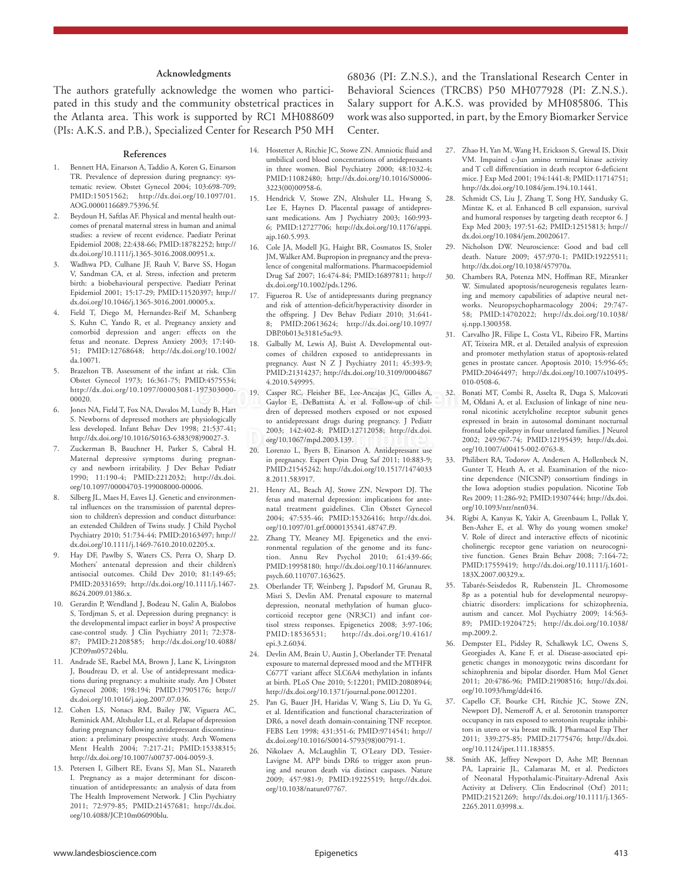### Acknowledgments

The authors gratefully acknowledge the women who participated in this study and the community obstetrical practices in the Atlanta area. This work is supported by RC1 MH088609 (PIs: A.K.S. and P.B.), Specialized Center for Research P50 MH 68036 (PI: Z.N.S.), and the Translational Research Center in Behavioral Sciences (TRCBS) P50 MH077928 (PI: Z.N.S.). Salary support for A.K.S. was provided by MH085806. This work was also supported, in part, by the Emory Biomarker Service Center.

### References

1. Bennett HA, Einarson A, Taddio A, Koren G, Einarson TR. Prevalence of depression during pregnancy: systematic review. Obstet Gynecol 2004; 103:698-709; PMID:15051562; http://dx.doi.org/10.1097/01.AOG.0000116689.75396.5f.
2. Beydoun H, Saftlas AF. Physical and mental health outcomes of prenatal maternal stress in human and animal studies: a review of recent evidence. Paediatr Perinat Epidemiol 2008; 22:438-66; PMID:18782252; http://dx.doi.org/10.1111/j.1365-3016.2008.00951.x.
3. Wadhwa PD, Culhane JF, Rauh V, Barve SS, Hogan V, Sandman CA, et al. Stress, infection and preterm birth: a biobehavioural perspective. Paediatr Perinat Epidemiol 2001; 15:17-29; PMID:11520397; http://dx.doi.org/10.1046/j.1365-3016.2001.00005.x.
4. Field T, Diego M, Hernandez-Reif M, Schanberg S, Kuhn C, Yando R, et al. Pregnancy anxiety and comorbid depression and anger: effects on the fetus and neonate. Depress Anxiety 2003; 17:140-51; PMID:12768648; http://dx.doi.org/10.1002/da.10071.
5. Brazelton TB. Assessment of the infant at risk. Clin Obstet Gynecol 1973; 16:361-75; PMID:4575534; http://dx.doi.org/10.1097/00003081-197303000-00020.
6. Jones NA, Field T, Fox NA, Davalos M, Lundy B, Hart S. Newborns of depressed mothers are physiologically less developed. Infant Behav Dev 1998; 21:537-41; http://dx.doi.org/10.1016/S0163-6383(98)90027-3.
7. Zuckerman B, Bauchner H, Parker S, Cabral H. Maternal depressive symptoms during pregnancy and newborn irritability. J Dev Behav Pediatr 1990; 11:190-4; PMID:2212032; http://dx.doi.org/10.1097/00004703-199008000-00006.
8. Silberg JL, Maes H, Eaves LJ. Genetic and environmental influences on the transmission of parental depression to children's depression and conduct disturbance: an extended Children of Twins study. J Child Psychol Psychiatry 2010; 51:734-44; PMID:20163497; http://dx.doi.org/10.1111/j.1469-7610.2010.02205.x.
9. Hay DF, Pawlby S, Waters CS, Perra O, Sharp D. Mothers' antenatal depression and their children's antisocial outcomes. Child Dev 2010; 81:149-65; PMID:20331659; http://dx.doi.org/10.1111/j.1467-8624.2009.01386.x.
10. Gerardin P, Wendland J, Bodeau N, Galin A, Bialobos S, Tordjman S, et al. Depression during pregnancy: is the developmental impact earlier in boys? A prospective case-control study. J Clin Psychiatry 2011; 72:378-87; PMID:21208585; http://dx.doi.org/10.4088/JCP.09m05724blu.
11. Andrade SE, Raebel MA, Brown J, Lane K, Livingston J, Boudreau D, et al. Use of antidepressant medications during pregnancy: a multisite study. Am J Obstet Gynecol 2008; 198:194; PMID:17905176; http://dx.doi.org/10.1016/j.ajog.2007.07.036.
12. Cohen LS, Nonacs RM, Bailey JW, Viguera AC, Reminick AM, Altshuler LL, et al. Relapse of depression during pregnancy following antidepressant discontinuation: a preliminary prospective study. Arch Womens Ment Health 2004; 7:217-21; PMID:15338315; http://dx.doi.org/10.1007/s00737-004-0059-3.
13. Petersen I, Gilbert RE, Evans SJ, Man SL, Nazareth I. Pregnancy as a major determinant for discontinuation of antidepressants: an analysis of data from The Health Improvement Network. J Clin Psychiatry 2011; 72:979-85; PMID:21457681; http://dx.doi.org/10.4088/JCP.10m06090blu.
14. Hostetter A, Ritchie JC, Stowe ZN. Amniotic fluid and umbilical cord blood concentrations of antidepressants in three women. Biol Psychiatry 2000; 48:1032-4; PMID:11082480; http://dx.doi.org/10.1016/S0006-3223(00)00958-6.
15. Hendrick V, Stowe ZN, Altshuler LL, Hwang S, Lee E, Haynes D. Placental passage of antidepressant medications. Am J Psychiatry 2003; 160:993-6; PMID:12727706; http://dx.doi.org/10.1176/appi.ajp.160.5.993.
16. Cole JA, Modell JG, Haight BR, Cosmatos IS, Stoler JM, Walker AM. Bupropion in pregnancy and the prevalence of congenital malformations. Pharmacoepidemiol Drug Saf 2007; 16:474-84; PMID:16897811; http://dx.doi.org/10.1002/pds.1296.
17. Figueroa R. Use of antidepressants during pregnancy and risk of attention-deficit/hyperactivity disorder in the offspring. J Dev Behav Pediatr 2010; 31:641-8; PMID:20613624; http://dx.doi.org/10.1097/DBP.0b013e3181e5ac93.
18. Galbally M, Lewis AJ, Buist A. Developmental outcomes of children exposed to antidepressants in pregnancy. Aust N Z J Psychiatry 2011; 45:393-9; PMID:21314237; http://dx.doi.org/10.3109/00048674.2010.549995.
19. Casper RC, Fleisher BE, Lee-Ancajas JC, Gilles A, Gaylor E, DeBattista A, et al. Follow-up of children of depressed mothers exposed or not exposed to antidepressant drugs during pregnancy. J Pediatr 2003; 142:402-8; PMID:12712058; http://dx.doi.org/10.1067/mpd.2003.139.
20. Lorenzo L, Byers B, Einarson A. Antidepressant use in pregnancy. Expert Opin Drug Saf 2011; 10:883-9; PMID:21545242; http://dx.doi.org/10.1517/14740338.2011.583917.
21. Henry AL, Beach AJ, Stowe ZN, Newport DJ. The fetus and maternal depression: implications for antenatal treatment guidelines. Clin Obstet Gynecol 2004; 47:535-46; PMID:15326416; http://dx.doi.org/10.1097/01.grf.0000135341.48747.f9.
22. Zhang TY, Meaney MJ. Epigenetics and the environmental regulation of the genome and its function. Annu Rev Psychol 2010; 61:439-66; PMID:19958180; http://dx.doi.org/10.1146/annurev.psych.60.110707.163625.
23. Oberlander TF, Weinberg J, Papsdorf M, Grunau R, Misri S, Devlin AM. Prenatal exposure to maternal depression, neonatal methylation of human glucocorticoid receptor gene (NR3C1) and infant cortisol stress responses. Epigenetics 2008; 3:97-106; PMID:18536531; http://dx.doi.org/10.4161/epi.3.2.6034.
24. Devlin AM, Brain U, Austin J, Oberlander TF. Prenatal exposure to maternal depressed mood and the MTHFR C677T variant affect SLC6A4 methylation in infants at birth. PLoS One 2010; 5:12201; PMID:20808944; http://dx.doi.org/10.1371/journal.pone.0012201.
25. Pan G, Bauer JH, Haridas V, Wang S, Liu D, Yu G, et al. Identification and functional characterization of DR6, a novel death domain-containing TNF receptor. FEBS Lett 1998; 431:351-6; PMID:9714541; http://dx.doi.org/10.1016/S0014-5793(98)00791-1.
26. Nikolaev A, McLaughlin T, O'Leary DD, Tessier-Lavigne M. APP binds DR6 to trigger axon pruning and neuron death via distinct caspases. Nature 2009; 457:981-9; PMID:19225519; http://dx.doi.org/10.1038/nature07767.
27. Zhao H, Yan M, Wang H, Erickson S, Grewal IS, Dixit VM. Impaired c-Jun amino terminal kinase activity and T cell differentiation in death receptor 6-deficient mice. J Exp Med 2001; 194:1441-8; PMID:11714751; http://dx.doi.org/10.1084/jem.194.10.1441.
28. Schmidt CS, Liu J, Zhang T, Song HY, Sandusky G, Mintze K, et al. Enhanced B cell expansion, survival and humoral responses by targeting death receptor 6. J Exp Med 2003; 197:51-62; PMID:12515813; http://dx.doi.org/10.1084/jem.20020617.
29. Nicholson DW. Neuroscience: Good and bad cell death. Nature 2009; 457:970-1; PMID:19225511; http://dx.doi.org/10.1038/457970a.
30. Chambers RA, Potenza MN, Hoffman RE, Miranker W. Simulated apoptosis/neurogenesis regulates learning and memory capabilities of adaptive neural networks. Neuropsychopharmacology 2004; 29:747-58; PMID:14702022; http://dx.doi.org/10.1038/sj.npp.1300358.
31. Carvalho JR, Filipe L, Costa VL, Ribeiro FR, Martins AT, Teixeira MR, et al. Detailed analysis of expression and promoter methylation status of apoptosis-related genes in prostate cancer. Apoptosis 2010; 15:956-65; PMID:20464497; http://dx.doi.org/10.1007/s10495-010-0508-6.
32. Bonati MT, Combi R, Asselta R, Duga S, Malcovati M, Oldani A, et al. Exclusion of linkage of nine neuronal nicotinic acetylcholine receptor subunit genes expressed in brain in autosomal dominant nocturnal frontal lobe epilepsy in four unrelated families. J Neurol 2002; 249:967-74; PMID:12195439; http://dx.doi.org/10.1007/s00415-002-0763-8.
33. Philibert RA, Todorov A, Andersen A, Hollenbeck N, Gunter T, Heath A, et al. Examination of the nicotine dependence (NICSNP) consortium findings in the Iowa adoption studies population. Nicotine Tob Res 2009; 11:286-92; PMID:19307444; http://dx.doi.org/10.1093/ntr/ntn034.
34. Rigbi A, Kanyas K, Yakir A, Greenbaum L, Pollak Y, Ben-Asher E, et al. Why do young women smoke? V. Role of direct and interactive effects of nicotinic cholinergic receptor gene variation on neurocognitive function. Genes Brain Behav 2008; 7:164-72; PMID:17559419; http://dx.doi.org/10.1111/j.1601-183X.2007.00329.x.
35. Tabarés-Seisdedos R, Rubenstein JL. Chromosome 8p as a potential hub for developmental neuropsychiatric disorders: implications for schizophrenia, autism and cancer. Mol Psychiatry 2009; 14:563-89; PMID:19204725; http://dx.doi.org/10.1038/mp.2009.2.
36. Dempster EL, Pidsley R, Schalkwyk LC, Owens S, Georgiades A, Kane F, et al. Disease-associated epigenetic changes in monozygotic twins discordant for schizophrenia and bipolar disorder. Hum Mol Genet 2011; 20:4786-96; PMID:21908516; http://dx.doi.org/10.1093/hmg/ddr416.
37. Capello CF, Bourke CH, Ritchie JC, Stowe ZN, Newport DJ, Nemeroff A, et al. Serotonin transporter occupancy in rats exposed to serotonin reuptake inhibitors in utero or via breast milk. J Pharmacol Exp Ther 2011; 339:275-85; PMID:21775476; http://dx.doi.org/10.1124/jpet.111.183855.
38. Smith AK, Jeffrey Newport D, Ashe MP, Brennan PA, Laprairie JL, Calamaras M, et al. Predictors of Neonatal Hypothalamic-Pituitary-Adrenal Axis Activity at Delivery. Clin Endocrinol (Oxf) 2011; PMID:21521269; http://dx.doi.org/10.1111/j.1365-2265.2011.03998.x.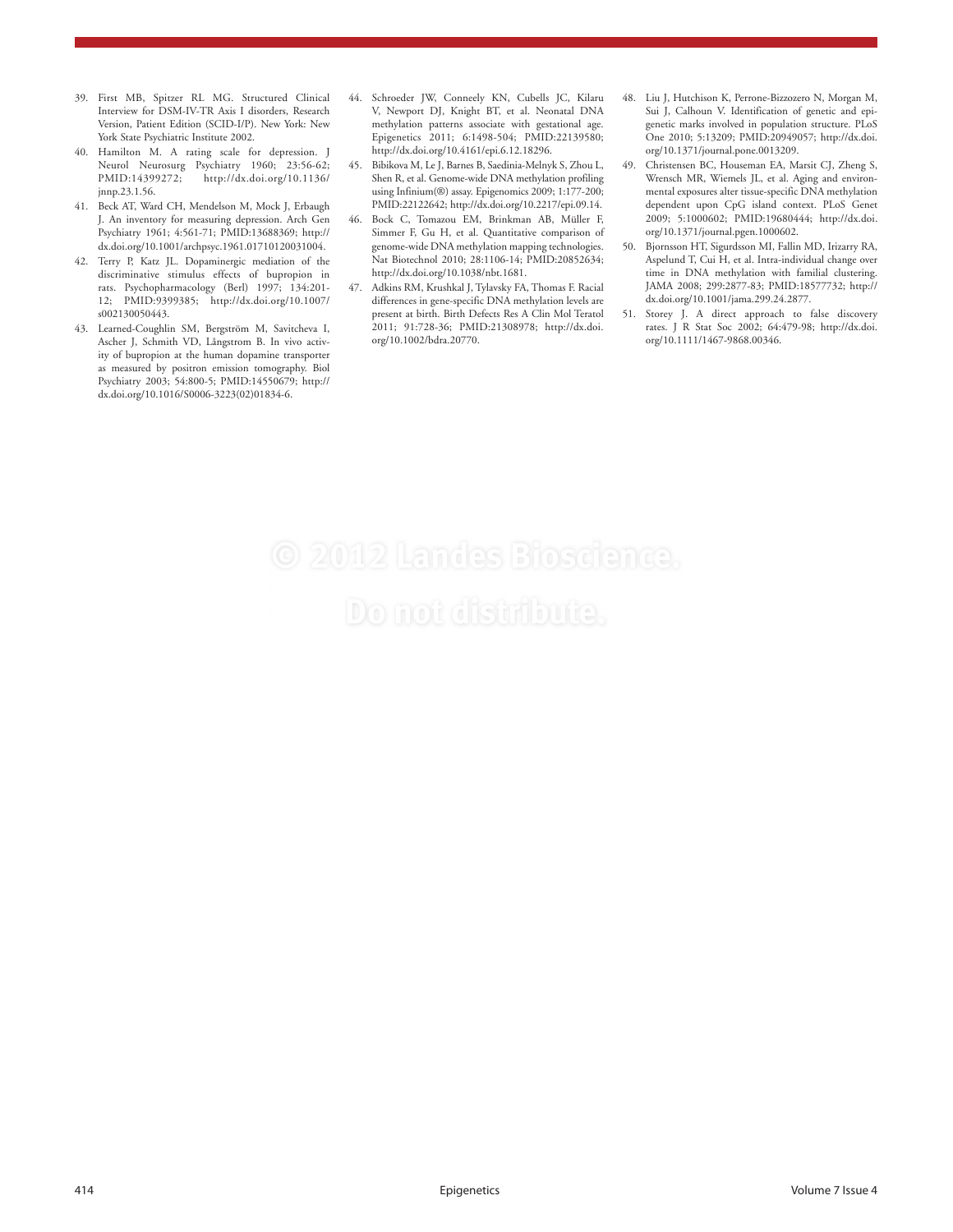39. First MB, Spitzer RL MG. Structured Clinical Interview for DSM-IV-TR Axis I disorders, Research Version, Patient Edition (SCID-I/P). New York: New York State Psychiatric Institute 2002.
40. Hamilton M. A rating scale for depression. J Neurol Neurosurg Psychiatry 1960; 23:56-62; PMID:14399272; http://dx.doi.org/10.1136/jnnp.23.1.56.
41. Beck AT, Ward CH, Mendelson M, Mock J, Erbaugh J. An inventory for measuring depression. Arch Gen Psychiatry 1961; 4:561-71; PMID:13688369; http://dx.doi.org/10.1001/archpsyc.1961.01710120031004.
42. Terry P, Katz JL. Dopaminergic mediation of the discriminative stimulus effects of bupropion in rats. Psychopharmacology (Berl) 1997; 134:201-12; PMID:9399385; http://dx.doi.org/10.1007/s002130050443.
43. Learned-Coughlin SM, Bergström M, Savitcheva I, Ascher J, Schmith VD, Långstrom B. In vivo activity of bupropion at the human dopamine transporter as measured by positron emission tomography. Biol Psychiatry 2003; 54:800-5; PMID:14550679; http://dx.doi.org/10.1016/S0006-3223(02)01834-6.
44. Schroeder JW, Conneely KN, Cubells JC, Kilaru V, Newport DJ, Knight BT, et al. Neonatal DNA methylation patterns associate with gestational age. Epigenetics 2011; 6:1498-504; PMID:22139580; http://dx.doi.org/10.4161/epi.6.12.18296.
45. Bibikova M, Le J, Barnes B, Saedinia-Melnyk S, Zhou L, Shen R, et al. Genome-wide DNA methylation profiling using Infinium(®) assay. Epigenomics 2009; 1:177-200; PMID:22122642; http://dx.doi.org/10.2217/epi.09.14.
46. Bock C, Tomazou EM, Brinkman AB, Müller F, Simmer F, Gu H, et al. Quantitative comparison of genome-wide DNA methylation mapping technologies. Nat Biotechnol 2010; 28:1106-14; PMID:20852634; http://dx.doi.org/10.1038/nbt.1681.
47. Adkins RM, Krushkal J, Tylavsky FA, Thomas F. Racial differences in gene-specific DNA methylation levels are present at birth. Birth Defects Res A Clin Mol Teratol 2011; 91:728-36; PMID:21308978; http://dx.doi.org/10.1002/bdra.20770.
48. Liu J, Hutchison K, Perrone-Bizzozero N, Morgan M, Sui J, Calhoun V. Identification of genetic and epigenetic marks involved in population structure. PLoS One 2010; 5:13209; PMID:20949057; http://dx.doi.org/10.1371/journal.pone.0013209.
49. Christensen BC, Houseman EA, Marsit CJ, Zheng S, Wrensch MR, Wiemels JL, et al. Aging and environmental exposures alter tissue-specific DNA methylation dependent upon CpG island context. PLoS Genet 2009; 5:1000602; PMID:19680444; http://dx.doi.org/10.1371/journal.pgen.1000602.
50. Bjornsson HT, Sigurdsson MI, Fallin MD, Irizarry RA, Aspelund T, Cui H, et al. Intra-individual change over time in DNA methylation with familial clustering. JAMA 2008; 299:2877-83; PMID:18577732; http://dx.doi.org/10.1001/jama.299.24.2877.
51. Storey J. A direct approach to false discovery rates. J R Stat Soc 2002; 64:479-98; http://dx.doi.org/10.1111/1467-9868.00346.